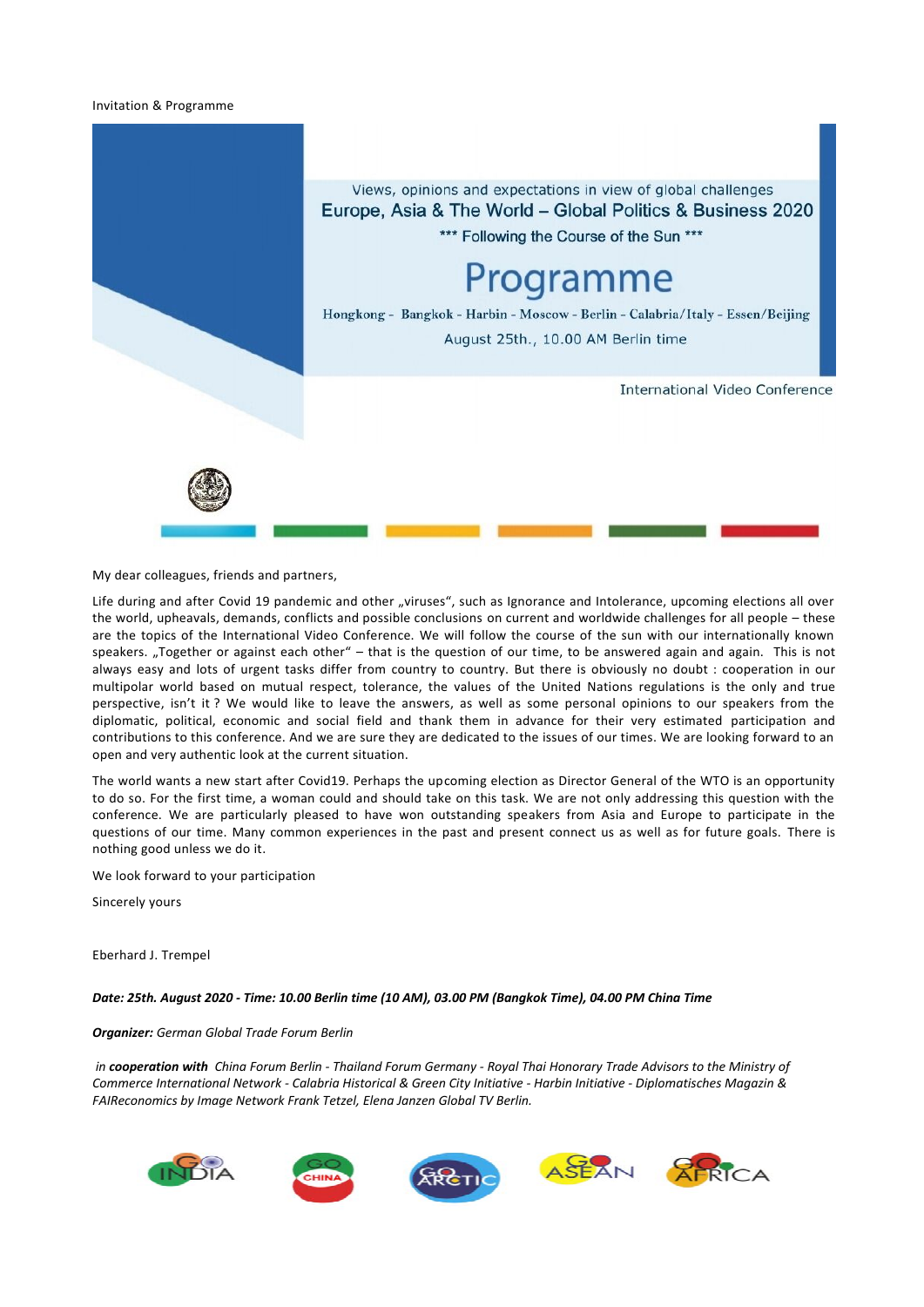Invitation & Programme

Views, opinions and expectations in view of global challenges

## Europe, Asia & The World – Global Politics & Business 2020

*** Following the Course of the Sun ***

# Programme

Hongkong - Bangkok - Harbin - Moscow - Berlin - Calabria/Italy - Essen/Beijing

August 25th., 10.00 AM Berlin time

International Video Conference

My dear colleagues, friends and partners,

Life during and after Covid 19 pandemic and other „viruses", such as Ignorance and Intolerance, upcoming elections all over the world, upheavals, demands, conflicts and possible conclusions on current and worldwide challenges for all people – these are the topics of the International Video Conference. We will follow the course of the sun with our internationally known speakers. „Together or against each other" – that is the question of our time, to be answered again and again. This is not always easy and lots of urgent tasks differ from country to country. But there is obviously no doubt : cooperation in our multipolar world based on mutual respect, tolerance, the values of the United Nations regulations is the only and true perspective, isn't it ? We would like to leave the answers, as well as some personal opinions to our speakers from the diplomatic, political, economic and social field and thank them in advance for their very estimated participation and contributions to this conference. And we are sure they are dedicated to the issues of our times. We are looking forward to an open and very authentic look at the current situation.

The world wants a new start after Covid19. Perhaps the upcoming election as Director General of the WTO is an opportunity to do so. For the first time, a woman could and should take on this task. We are not only addressing this question with the conference. We are particularly pleased to have won outstanding speakers from Asia and Europe to participate in the questions of our time. Many common experiences in the past and present connect us as well as for future goals. There is nothing good unless we do it.

We look forward to your participation

Sincerely yours

Eberhard J. Trempel

***Date:** 25th. August 2020 - Time: 10.00 Berlin time (10 AM), 03.00 PM (Bangkok Time), 04.00 PM China Time*

***Organizer:*** *German Global Trade Forum Berlin*

*in **cooperation with** China Forum Berlin - Thailand Forum Germany - Royal Thai Honorary Trade Advisors to the Ministry of Commerce International Network - Calabria Historical & Green City Initiative - Harbin Initiative - Diplomatisches Magazin & FAIReconomics by Image Network Frank Tetzel, Elena Janzen Global TV Berlin.*

GO INDIA — GO CHINA — GO ARCTIC — GO ASEAN — GO AFRICA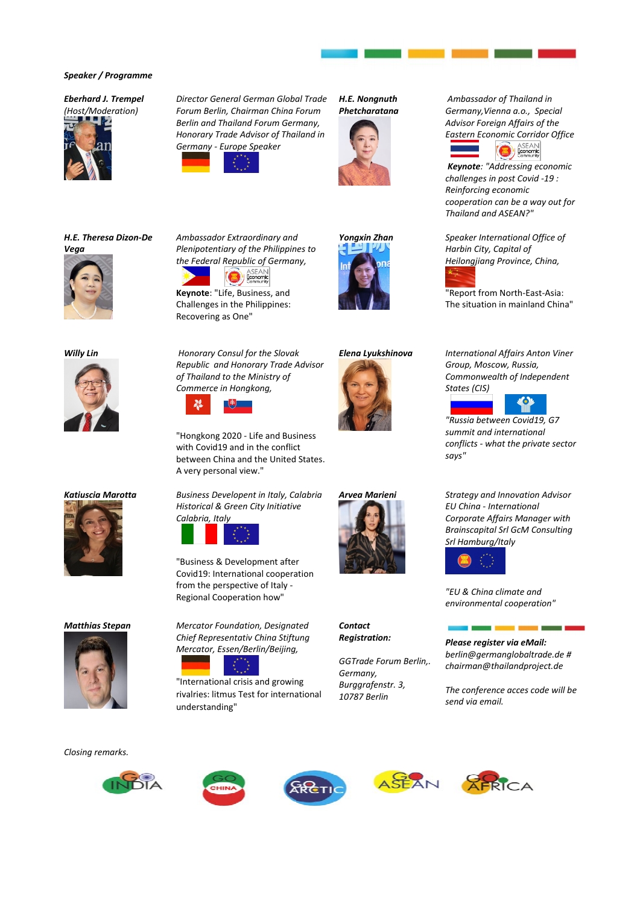*Speaker / Programme*

***Eberhard J. Trempel***
*(Host/Moderation)*

*Director General German Global Trade Forum Berlin, Chairman China Forum Berlin and Thailand Forum Germany, Honorary Trade Advisor of Thailand in Germany - Europe Speaker*

***H.E. Nongnuth Phetchratana***

*Ambassador of Thailand in Germany,Vienna a.o., Special Advisor Foreign Affairs of the Eastern Economic Corridor Office*

***Keynote**: "Addressing economic challenges in post Covid -19 : Reinforcing economic cooperation can be a way out for Thailand and ASEAN?"*

***H.E. Theresa Dizon-De Vega***

*Ambassador Extraordinary and Plenipotentiary of the Philippines to the Federal Republic of Germany,*

**Keynote**: "Life, Business, and Challenges in the Philippines: Recovering as One"

***Yongxin Zhan***

*Speaker International Office of Harbin City, Capital of Heilongjiang Province, China,*

"Report from North-East-Asia: The situation in mainland China"

***Willy Lin***

*Honorary Consul for the Slovak Republic and Honorary Trade Advisor of Thailand to the Ministry of Commerce in Hongkong,*

"Hongkong 2020 - Life and Business with Covid19 and in the conflict between China and the United States. A very personal view."

***Elena Lyukshinova***

*International Affairs Anton Viner Group, Moscow, Russia, Commonwealth of Independent States (CIS)*

*"Russia between Covid19, G7 summit and international conflicts - what the private sector says"*

***Katiuscia Marotta***

*Business Developent in Italy, Calabria Historical & Green City Initiative Calabria, Italy*

"Business & Development after Covid19: International cooperation from the perspective of Italy - Regional Cooperation how"

***Arvea Marieni***

*Strategy and Innovation Advisor EU China - International Corporate Affairs Manager with Brainscapital Srl GcM Consulting Srl Hamburg/Italy*

*"EU & China climate and environmental cooperation"*

***Matthias Stepan***

*Mercator Foundation, Designated Chief Representativ China Stiftung Mercator, Essen/Berlin/Beijing,*

"International crisis and growing rivalries: litmus Test for international understanding"

***Contact***
***Registration:***

*GGTrade Forum Berlin,. Germany,*
*Burggrafenstr. 3,*
*10787 Berlin*

***Please register via eMail:***
*berlin@germanglobaltrade.de #*
*chairman@thailandproject.de*

*The conference acces code will be send via email.*

*Closing remarks.*

GO INDIA · GO CHINA · GO ARCTIC · GO ASEAN · GO AFRICA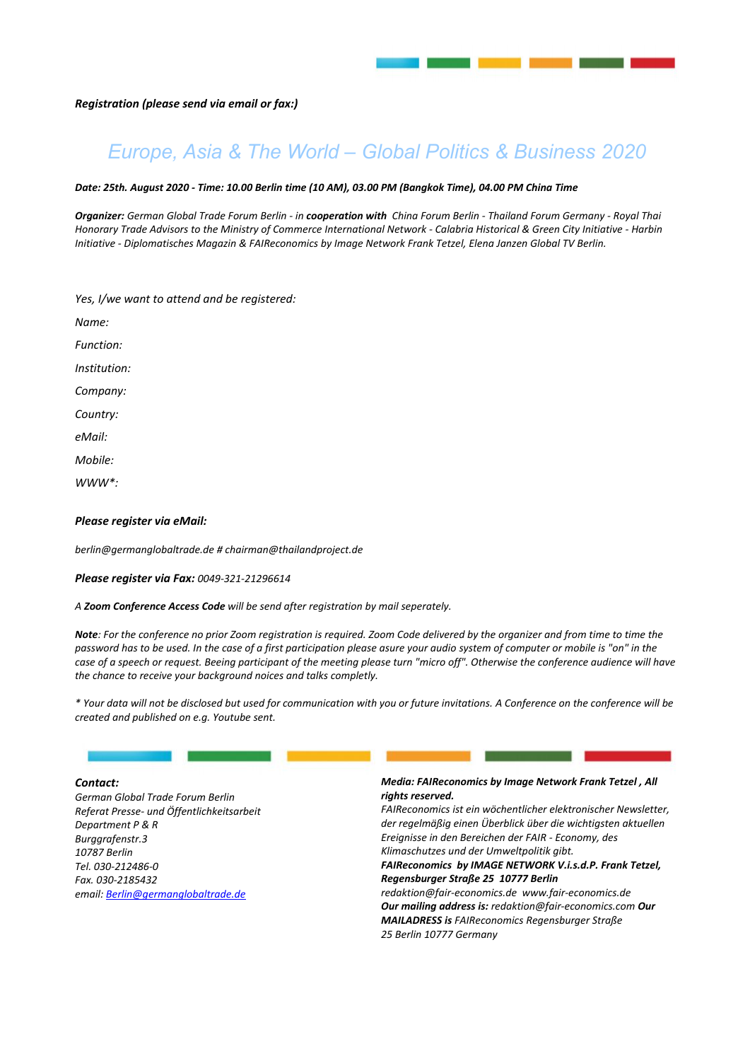***Registration (please send via email or fax:)***

# *Europe, Asia & The World – Global Politics & Business 2020*

***Date: 25th. August 2020 - Time: 10.00 Berlin time (10 AM), 03.00 PM (Bangkok Time), 04.00 PM China Time***

***Organizer:*** *German Global Trade Forum Berlin - in* ***cooperation with*** *China Forum Berlin - Thailand Forum Germany - Royal Thai Honorary Trade Advisors to the Ministry of Commerce International Network - Calabria Historical & Green City Initiative - Harbin Initiative - Diplomatisches Magazin & FAIReconomics by Image Network Frank Tetzel, Elena Janzen Global TV Berlin.*

*Yes, I/we want to attend and be registered:*

*Name:*

*Function:*

*Institution:*

*Company:*

*Country:*

*eMail:*

*Mobile:*

*WWW*:*

***Please register via eMail:***

*berlin@germanglobaltrade.de # chairman@thailandproject.de*

***Please register via Fax:*** *0049-321-21296614*

*A* ***Zoom Conference Access Code*** *will be send after registration by mail seperately.*

***Note****: For the conference no prior Zoom registration is required. Zoom Code delivered by the organizer and from time to time the password has to be used. In the case of a first participation please asure your audio system of computer or mobile is "on" in the case of a speech or request. Beeing participant of the meeting please turn "micro off". Otherwise the conference audience will have the chance to receive your background noices and talks completly.*

** Your data will not be disclosed but used for communication with you or future invitations. A Conference on the conference will be created and published on e.g. Youtube sent.*

***Contact:***
*German Global Trade Forum Berlin*
*Referat Presse- und Öffentlichkeitsarbeit*
*Department P & R*
*Burggrafenstr.3*
*10787 Berlin*
*Tel. 030-212486-0*
*Fax. 030-2185432*
*email: Berlin@germanglobaltrade.de*

***Media: FAIReconomics by Image Network Frank Tetzel , All rights reserved.***
*FAIReconomics ist ein wöchentlicher elektronischer Newsletter, der regelmäßig einen Überblick über die wichtigsten aktuellen Ereignisse in den Bereichen der FAIR - Economy, des Klimaschutzes und der Umweltpolitik gibt.*
***FAIReconomics by IMAGE NETWORK V.i.s.d.P. Frank Tetzel, Regensburger Straße 25 10777 Berlin***
*redaktion@fair-economics.de www.fair-economics.de*
***Our mailing address is:*** *redaktion@fair-economics.com* ***Our MAILADRESS is*** *FAIReconomics Regensburger Straße 25 Berlin 10777 Germany*